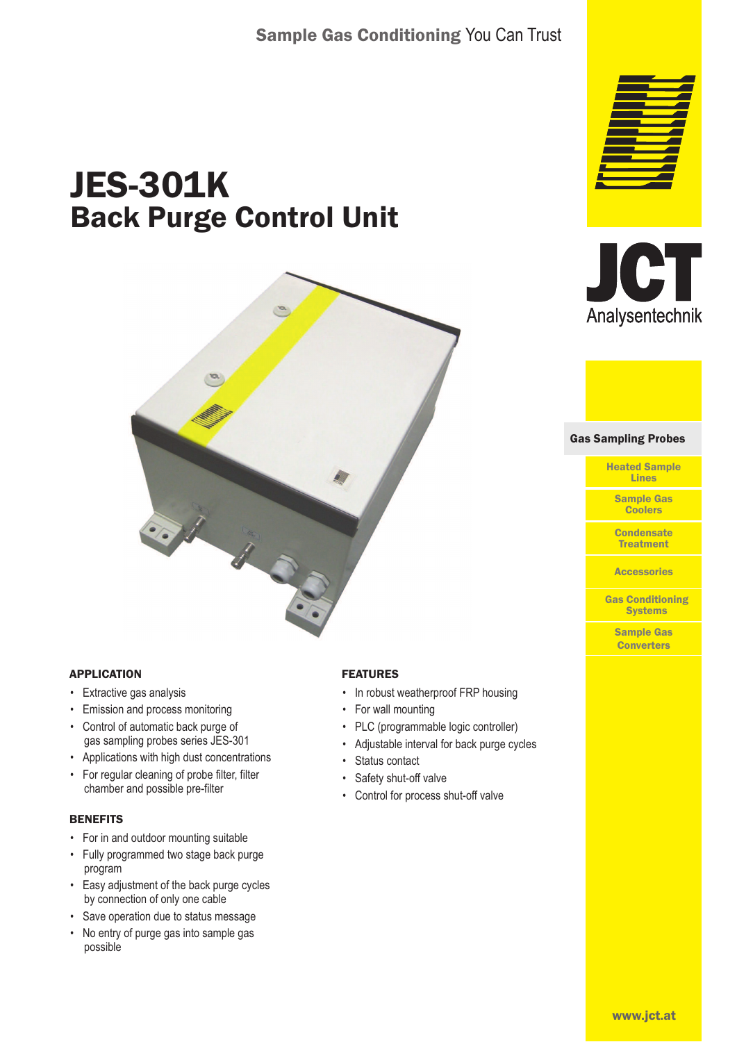Sample Gas Conditioning You Can Trust

# JES-301K
## Back Purge Control Unit

JCT Analysentechnik

Gas Sampling Probes

Heated Sample Lines

Sample Gas Coolers

Condensate Treatment

Accessories

Gas Conditioning Systems

Sample Gas Converters

### APPLICATION

- Extractive gas analysis
- Emission and process monitoring
- Control of automatic back purge of gas sampling probes series JES-301
- Applications with high dust concentrations
- For regular cleaning of probe filter, filter chamber and possible pre-filter

### BENEFITS

- For in and outdoor mounting suitable
- Fully programmed two stage back purge program
- Easy adjustment of the back purge cycles by connection of only one cable
- Save operation due to status message
- No entry of purge gas into sample gas possible

### FEATURES

- In robust weatherproof FRP housing
- For wall mounting
- PLC (programmable logic controller)
- Adjustable interval for back purge cycles
- Status contact
- Safety shut-off valve
- Control for process shut-off valve

www.jct.at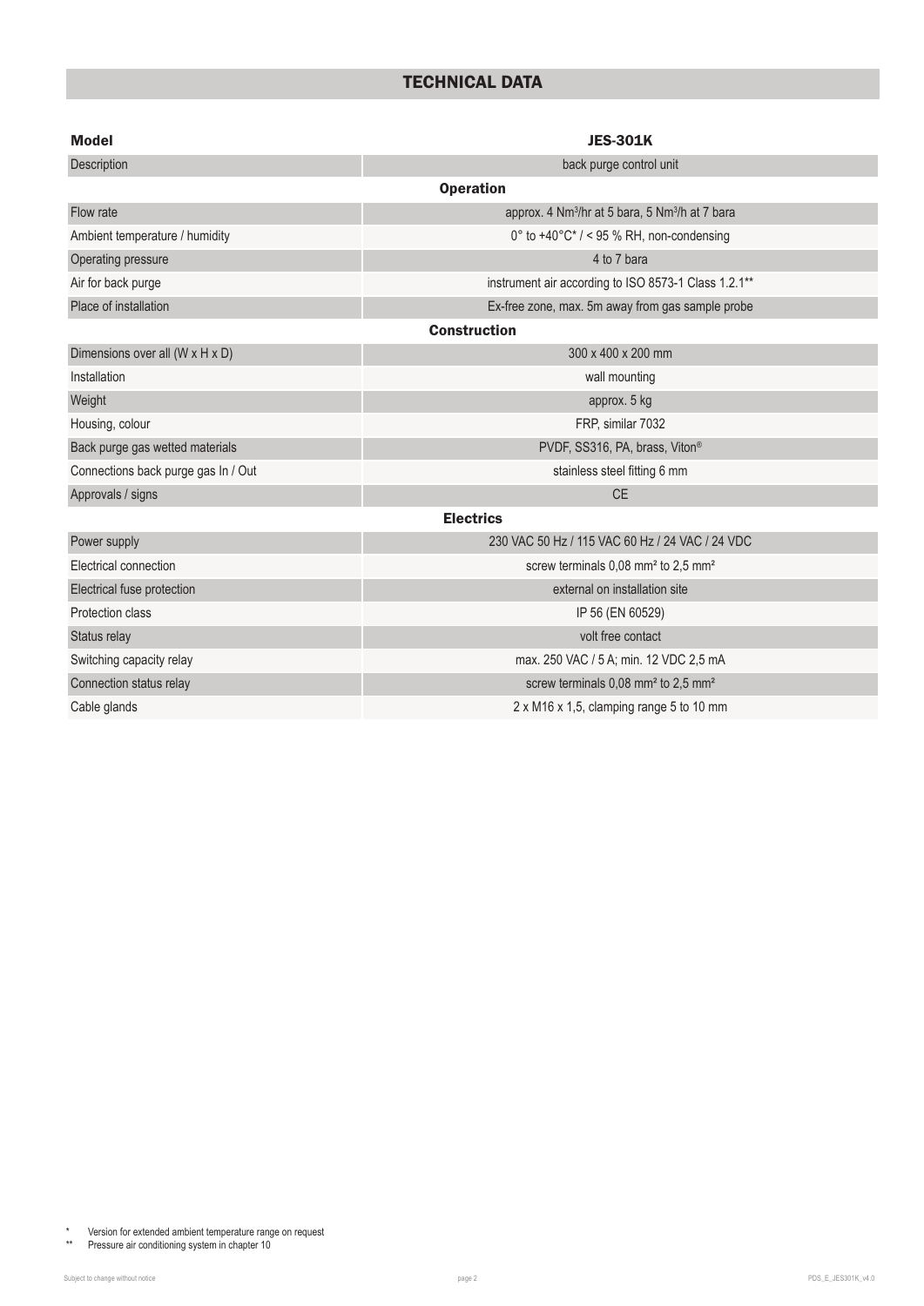## TECHNICAL DATA

| Model | JES-301K |
|---|---|
| Description | back purge control unit |
| **Operation** | |
| Flow rate | approx. 4 Nm³/hr at 5 bara, 5 Nm³/h at 7 bara |
| Ambient temperature / humidity | 0° to +40°C* / < 95 % RH, non-condensing |
| Operating pressure | 4 to 7 bara |
| Air for back purge | instrument air according to ISO 8573-1 Class 1.2.1** |
| Place of installation | Ex-free zone, max. 5m away from gas sample probe |
| **Construction** | |
| Dimensions over all (W x H x D) | 300 x 400 x 200 mm |
| Installation | wall mounting |
| Weight | approx. 5 kg |
| Housing, colour | FRP, similar 7032 |
| Back purge gas wetted materials | PVDF, SS316, PA, brass, Viton® |
| Connections back purge gas In / Out | stainless steel fitting 6 mm |
| Approvals / signs | CE |
| **Electrics** | |
| Power supply | 230 VAC 50 Hz / 115 VAC 60 Hz / 24 VAC / 24 VDC |
| Electrical connection | screw terminals 0,08 mm² to 2,5 mm² |
| Electrical fuse protection | external on installation site |
| Protection class | IP 56 (EN 60529) |
| Status relay | volt free contact |
| Switching capacity relay | max. 250 VAC / 5 A; min. 12 VDC 2,5 mA |
| Connection status relay | screw terminals 0,08 mm² to 2,5 mm² |
| Cable glands | 2 x M16 x 1,5, clamping range 5 to 10 mm |

\* Version for extended ambient temperature range on request

\*\* Pressure air conditioning system in chapter 10

Subject to change without notice

PDS_E_JES301K_v4.0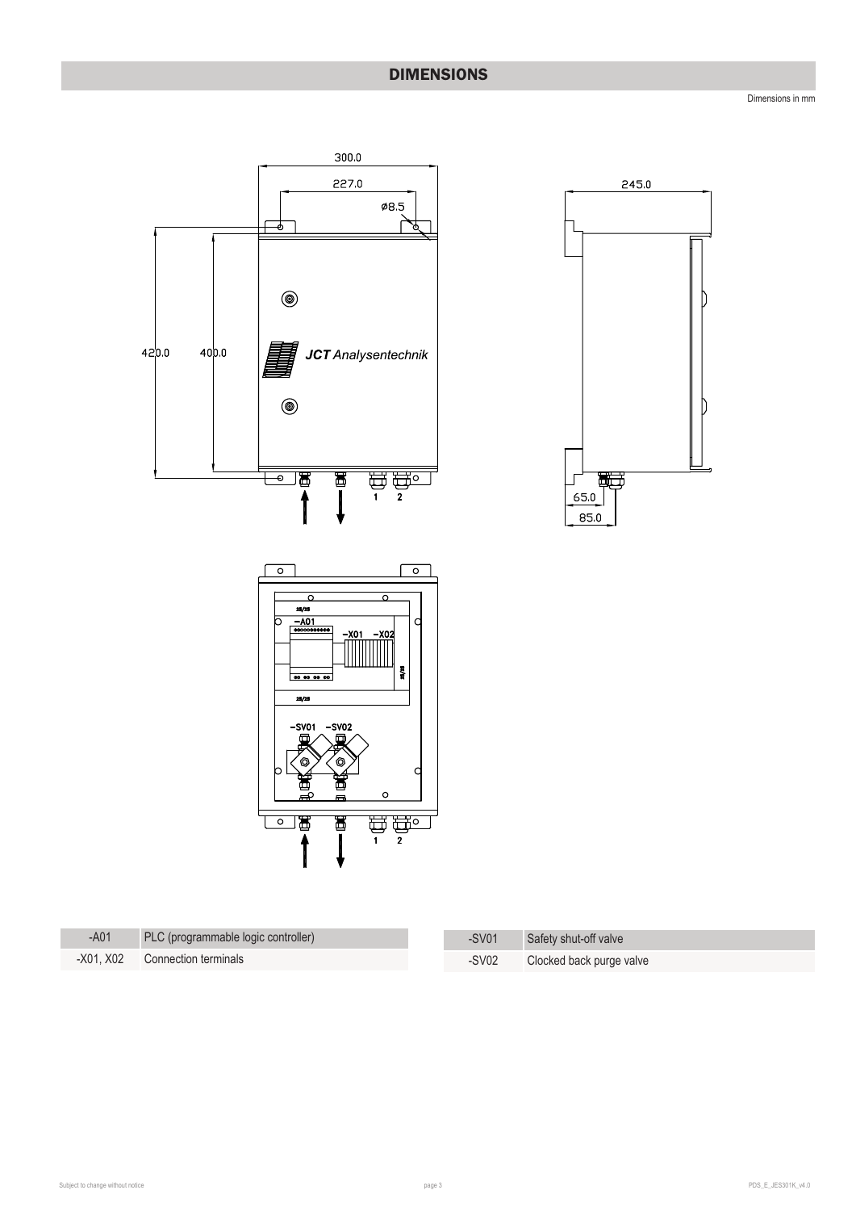## DIMENSIONS

Dimensions in mm

| -A01 | PLC (programmable logic controller) |
|---|---|
| -X01, X02 | Connection terminals |

| -SV01 | Safety shut-off valve |
|---|---|
| -SV02 | Clocked back purge valve |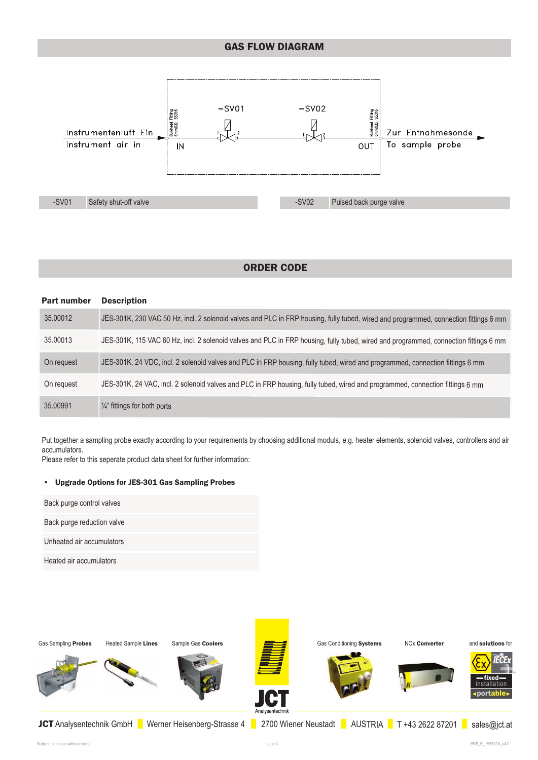## GAS FLOW DIAGRAM

Instrumentenluft Ein
Instrument air in

Bulkhead Fitting 6mmO.D. SS316

IN

-SV01

1 2

-SV02

1 2

Bulkhead Fitting 6mmO.D. SS316

OUT

Zur Entnahmesonde
To sample probe

| | | | |
|---|---|---|---|
| -SV01 | Safety shut-off valve | -SV02 | Pulsed back purge valve |

## ORDER CODE

| Part number | Description |
|---|---|
| 35.00012 | JES-301K, 230 VAC 50 Hz, incl. 2 solenoid valves and PLC in FRP housing, fully tubed, wired and programmed, connection fittings 6 mm |
| 35.00013 | JES-301K, 115 VAC 60 Hz, incl. 2 solenoid valves and PLC in FRP housing, fully tubed, wired and programmed, connection fittings 6 mm |
| On request | JES-301K, 24 VDC, incl. 2 solenoid valves and PLC in FRP housing, fully tubed, wired and programmed, connection fittings 6 mm |
| On request | JES-301K, 24 VAC, incl. 2 solenoid valves and PLC in FRP housing, fully tubed, wired and programmed, connection fittings 6 mm |
| 35.00991 | ¼" fittings for both ports |

Put together a sampling probe exactly according to your requirements by choosing additional moduls, e.g. heater elements, solenoid valves, controllers and air accumulators.
Please refer to this seperate product data sheet for further information:

- **Upgrade Options for JES-301 Gas Sampling Probes**

| |
|---|
| Back purge control valves |
| Back purge reduction valve |
| Unheated air accumulators |
| Heated air accumulators |

Gas Sampling **Probes** Heated Sample **Lines** Sample Gas **Coolers** Gas Conditioning **Systems** NOx **Converter** and **solutions** for

fixed installation
portable

**JCT** Analysentechnik GmbH | Werner Heisenberg-Strasse 4 | 2700 Wiener Neustadt | AUSTRIA | T +43 2622 87201 | sales@jct.at

Subject to change without notice

PDS_E_JES301K_v4.0